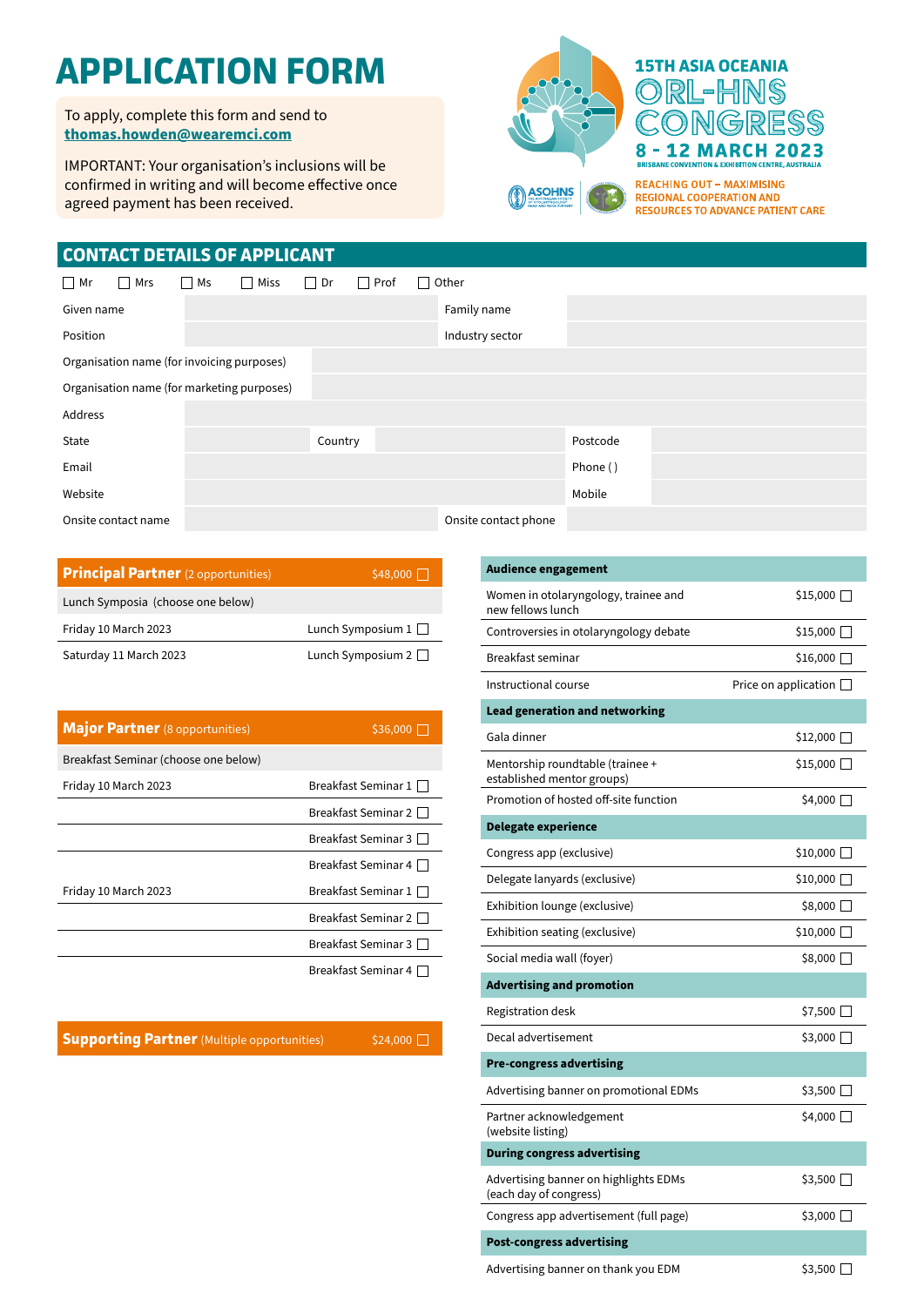# APPLICATION FORM

To apply, complete this form and send to **thomas.howden@wearemci.com**

IMPORTANT: Your organisation's inclusions will be confirmed in writing and will become effective once agreed payment has been received.

15TH ASIA OCEANIA ORL-HNS CONGRESS

8 - 12 MARCH 2023

BRISBANE CONVENTION & EXHIBITION CENTRE, AUSTRALIA

ASOHNS

REACHING OUT – MAXIMISING REGIONAL COOPERATION AND RESOURCES TO ADVANCE PATIENT CARE

## CONTACT DETAILS OF APPLICANT

☐ Mr ☐ Mrs ☐ Ms ☐ Miss ☐ Dr ☐ Prof ☐ Other

| | | | | | |
|---|---|---|---|---|---|
| Given name | | Family name | | | |
| Position | | Industry sector | | | |
| Organisation name (for invoicing purposes) | | | | | |
| Organisation name (for marketing purposes) | | | | | |
| Address | | | | | |
| State | | Country | | Postcode | |
| Email | | | | Phone ( ) | |
| Website | | | | Mobile | |
| Onsite contact name | | Onsite contact phone | | | |

| **Principal Partner** (2 opportunities) | $48,000 ☐ |
|---|---|
| Lunch Symposia (choose one below) | |
| Friday 10 March 2023 | Lunch Symposium 1 ☐ |
| Saturday 11 March 2023 | Lunch Symposium 2 ☐ |

| **Major Partner** (8 opportunities) | $36,000 ☐ |
|---|---|
| Breakfast Seminar (choose one below) | |
| Friday 10 March 2023 | Breakfast Seminar 1 ☐ |
| | Breakfast Seminar 2 ☐ |
| | Breakfast Seminar 3 ☐ |
| | Breakfast Seminar 4 ☐ |
| Friday 10 March 2023 | Breakfast Seminar 1 ☐ |
| | Breakfast Seminar 2 ☐ |
| | Breakfast Seminar 3 ☐ |
| | Breakfast Seminar 4 ☐ |

| **Supporting Partner** (Multiple opportunities) | $24,000 ☐ |
|---|---|

| **Audience engagement** | |
|---|---|
| Women in otolaryngology, trainee and new fellows lunch | $15,000 ☐ |
| Controversies in otolaryngology debate | $15,000 ☐ |
| Breakfast seminar | $16,000 ☐ |
| Instructional course | Price on application ☐ |
| **Lead generation and networking** | |
| Gala dinner | $12,000 ☐ |
| Mentorship roundtable (trainee + established mentor groups) | $15,000 ☐ |
| Promotion of hosted off-site function | $4,000 ☐ |
| **Delegate experience** | |
| Congress app (exclusive) | $10,000 ☐ |
| Delegate lanyards (exclusive) | $10,000 ☐ |
| Exhibition lounge (exclusive) | $8,000 ☐ |
| Exhibition seating (exclusive) | $10,000 ☐ |
| Social media wall (foyer) | $8,000 ☐ |
| **Advertising and promotion** | |
| Registration desk | $7,500 ☐ |
| Decal advertisement | $3,000 ☐ |
| **Pre-congress advertising** | |
| Advertising banner on promotional EDMs | $3,500 ☐ |
| Partner acknowledgement (website listing) | $4,000 ☐ |
| **During congress advertising** | |
| Advertising banner on highlights EDMs (each day of congress) | $3,500 ☐ |
| Congress app advertisement (full page) | $3,000 ☐ |
| **Post-congress advertising** | |
| Advertising banner on thank you EDM | $3,500 ☐ |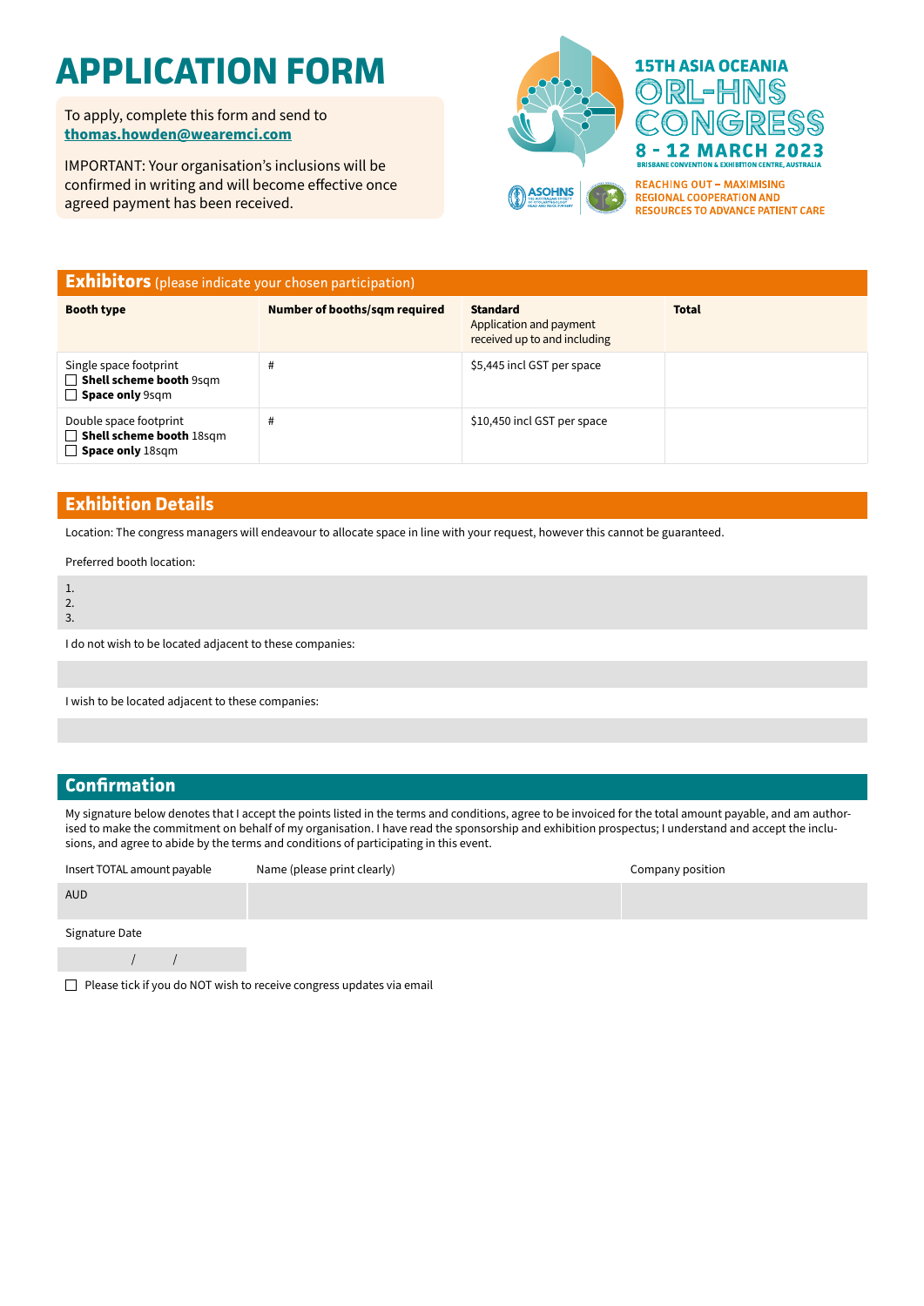# APPLICATION FORM

To apply, complete this form and send to **thomas.howden@wearemci.com**

IMPORTANT: Your organisation's inclusions will be confirmed in writing and will become effective once agreed payment has been received.

15TH ASIA OCEANIA
ORL-HNS CONGRESS
8 - 12 MARCH 2023
BRISBANE CONVENTION & EXHIBITION CENTRE, AUSTRALIA

ASOHNS

REACHING OUT – MAXIMISING REGIONAL COOPERATION AND RESOURCES TO ADVANCE PATIENT CARE

## Exhibitors (please indicate your chosen participation)

| **Booth type** | **Number of booths/sqm required** | **Standard** Application and payment received up to and including | **Total** |
|---|---|---|---|
| Single space footprint<br>☐ **Shell scheme booth** 9sqm<br>☐ **Space only** 9sqm | # | $5,445 incl GST per space | |
| Double space footprint<br>☐ **Shell scheme booth** 18sqm<br>☐ **Space only** 18sqm | # | $10,450 incl GST per space | |

## Exhibition Details

Location: The congress managers will endeavour to allocate space in line with your request, however this cannot be guaranteed.

Preferred booth location:

1.
2.
3.

I do not wish to be located adjacent to these companies:

I wish to be located adjacent to these companies:

## Confirmation

My signature below denotes that I accept the points listed in the terms and conditions, agree to be invoiced for the total amount payable, and am authorised to make the commitment on behalf of my organisation. I have read the sponsorship and exhibition prospectus; I understand and accept the inclusions, and agree to abide by the terms and conditions of participating in this event.

| Insert TOTAL amount payable | Name (please print clearly) | Company position |
|---|---|---|
| AUD | | |

Signature Date

/ /

☐ Please tick if you do NOT wish to receive congress updates via email